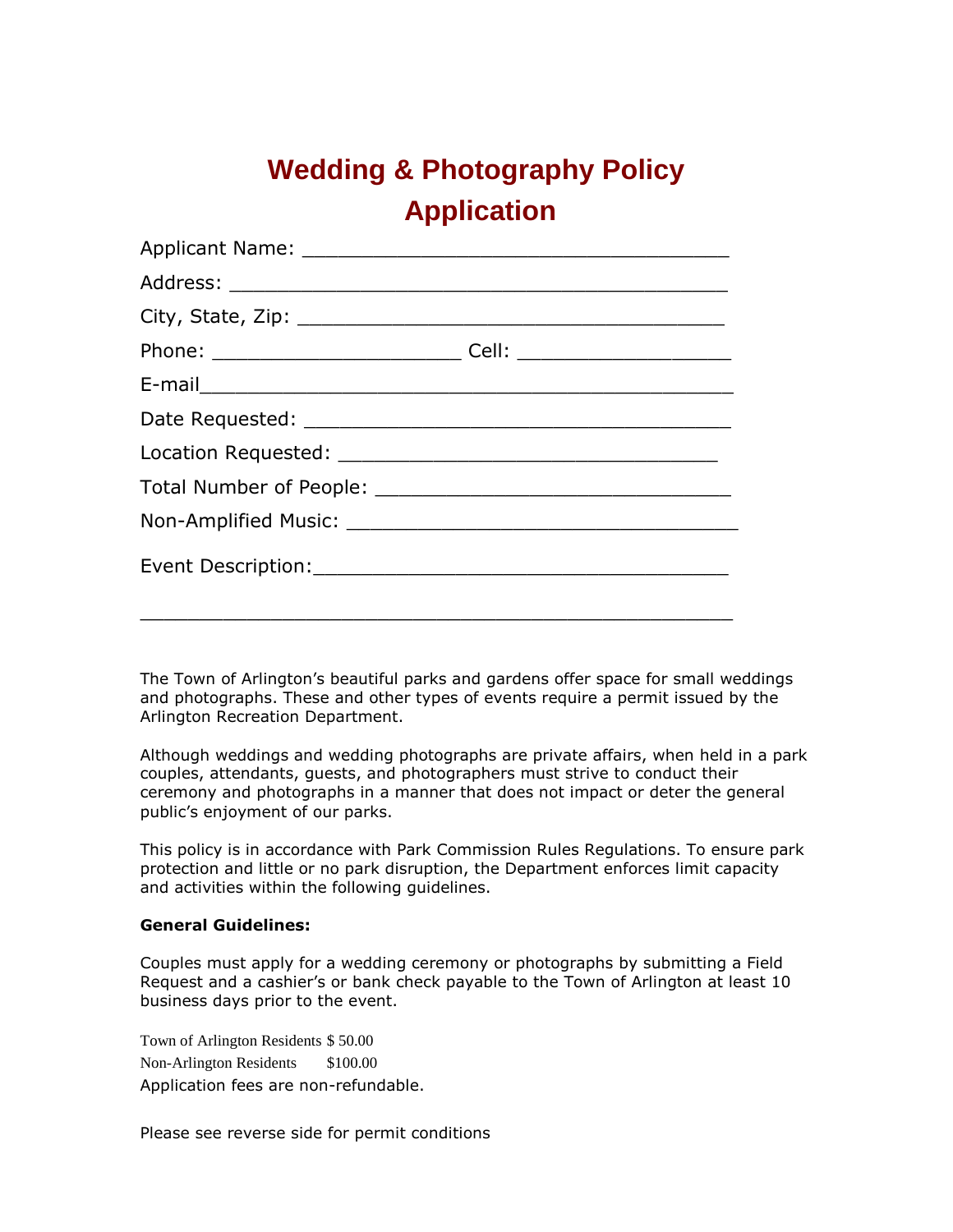# Wedding & Photography Policy Application

Applicant Name: ___________________________________

Address: _________________________________________

City, State, Zip: ___________________________________

Phone: _____________________ Cell: __________________

E-mail____________________________________________

Date Requested: ____________________________________

Location Requested: _________________________________

Total Number of People: ______________________________

Non-Amplified Music: ________________________________

Event Description:__________________________________

_________________________________________________

The Town of Arlington's beautiful parks and gardens offer space for small weddings and photographs. These and other types of events require a permit issued by the Arlington Recreation Department.

Although weddings and wedding photographs are private affairs, when held in a park couples, attendants, guests, and photographers must strive to conduct their ceremony and photographs in a manner that does not impact or deter the general public's enjoyment of our parks.

This policy is in accordance with Park Commission Rules Regulations. To ensure park protection and little or no park disruption, the Department enforces limit capacity and activities within the following guidelines.

**General Guidelines:**

Couples must apply for a wedding ceremony or photographs by submitting a Field Request and a cashier's or bank check payable to the Town of Arlington at least 10 business days prior to the event.

Town of Arlington Residents $ 50.00
Non-Arlington Residents $100.00
Application fees are non-refundable.

Please see reverse side for permit conditions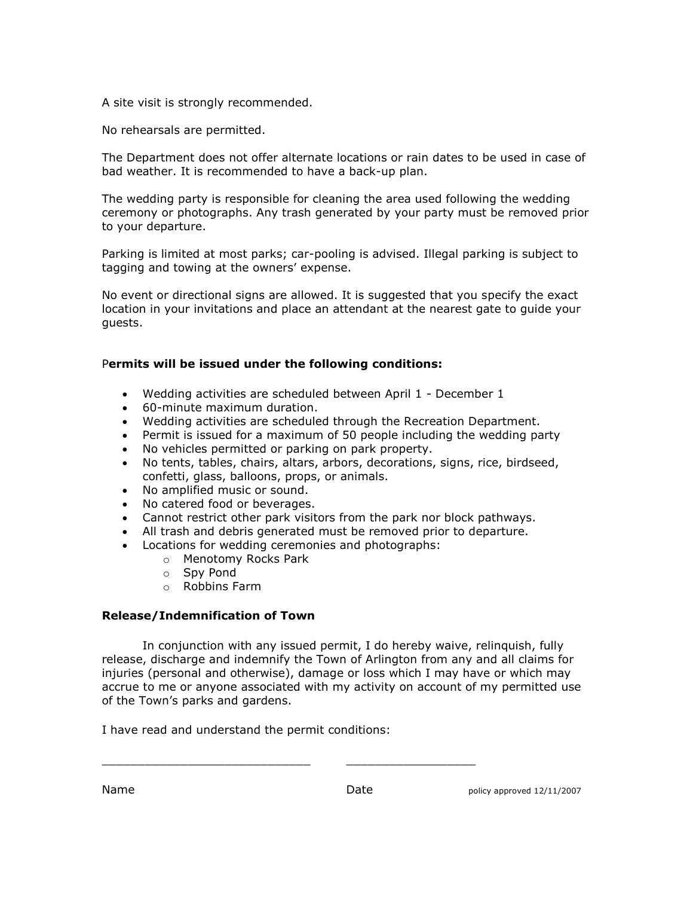A site visit is strongly recommended.

No rehearsals are permitted.

The Department does not offer alternate locations or rain dates to be used in case of bad weather. It is recommended to have a back-up plan.

The wedding party is responsible for cleaning the area used following the wedding ceremony or photographs. Any trash generated by your party must be removed prior to your departure.

Parking is limited at most parks; car-pooling is advised. Illegal parking is subject to tagging and towing at the owners' expense.

No event or directional signs are allowed. It is suggested that you specify the exact location in your invitations and place an attendant at the nearest gate to guide your guests.

**Permits will be issued under the following conditions:**

- Wedding activities are scheduled between April 1 - December 1
- 60-minute maximum duration.
- Wedding activities are scheduled through the Recreation Department.
- Permit is issued for a maximum of 50 people including the wedding party
- No vehicles permitted or parking on park property.
- No tents, tables, chairs, altars, arbors, decorations, signs, rice, birdseed, confetti, glass, balloons, props, or animals.
- No amplified music or sound.
- No catered food or beverages.
- Cannot restrict other park visitors from the park nor block pathways.
- All trash and debris generated must be removed prior to departure.
- Locations for wedding ceremonies and photographs:
  - Menotomy Rocks Park
  - Spy Pond
  - Robbins Farm

**Release/Indemnification of Town**

In conjunction with any issued permit, I do hereby waive, relinquish, fully release, discharge and indemnify the Town of Arlington from any and all claims for injuries (personal and otherwise), damage or loss which I may have or which may accrue to me or anyone associated with my activity on account of my permitted use of the Town's parks and gardens.

I have read and understand the permit conditions:

_____________________________ __________________

Name Date

policy approved 12/11/2007